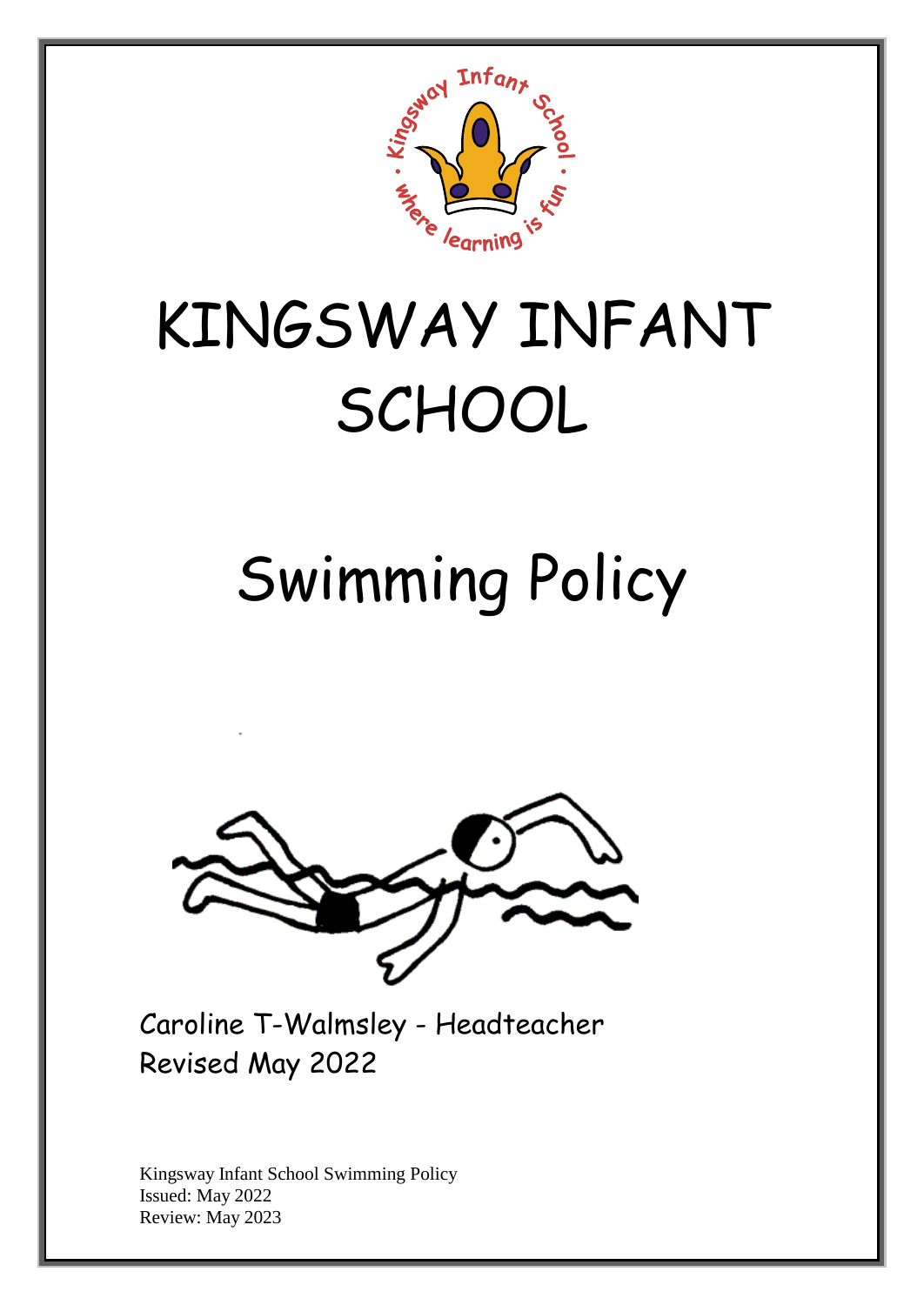# KINGSWAY INFANT SCHOOL

# Swimming Policy

Caroline T-Walmsley - Headteacher
Revised May 2022

Kingsway Infant School Swimming Policy
Issued: May 2022
Review: May 2023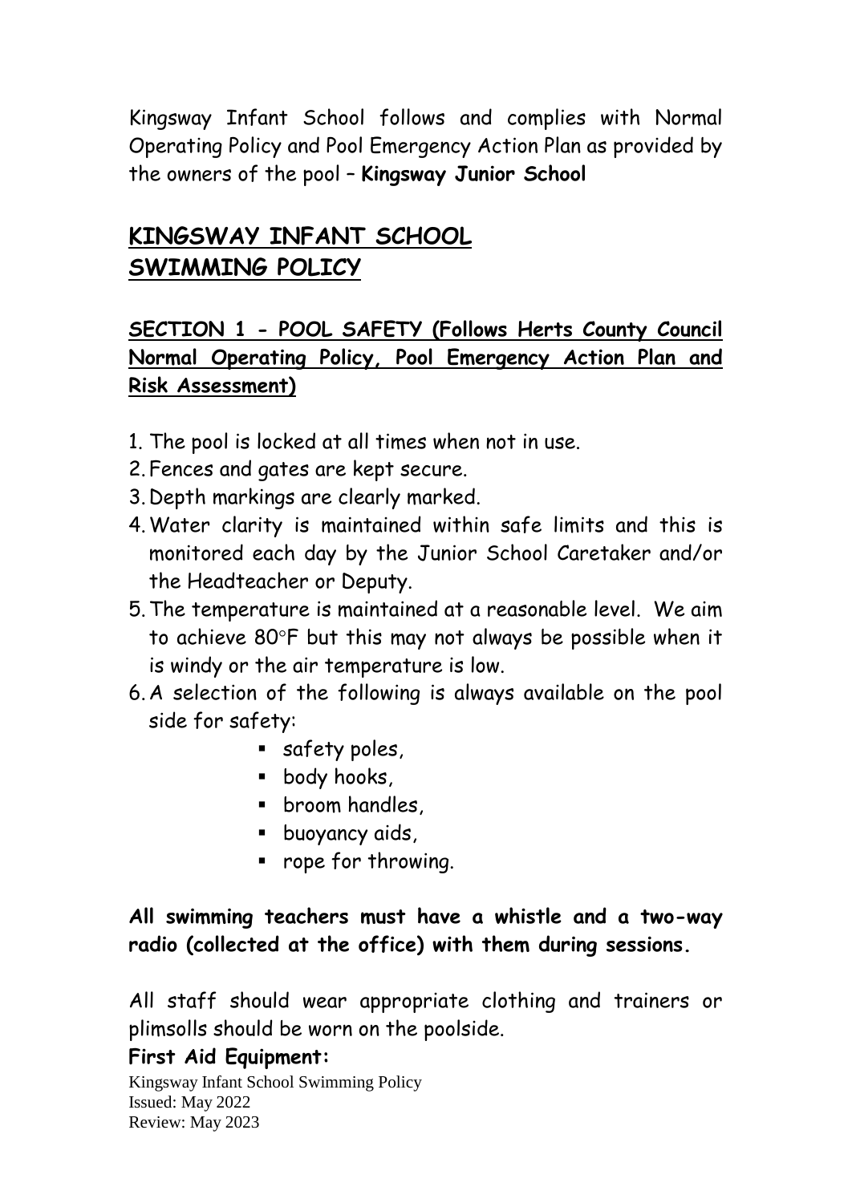Kingsway Infant School follows and complies with Normal Operating Policy and Pool Emergency Action Plan as provided by the owners of the pool – **Kingsway Junior School**

# KINGSWAY INFANT SCHOOL SWIMMING POLICY

## SECTION 1 - POOL SAFETY (Follows Herts County Council Normal Operating Policy, Pool Emergency Action Plan and Risk Assessment)

1. The pool is locked at all times when not in use.
2. Fences and gates are kept secure.
3. Depth markings are clearly marked.
4. Water clarity is maintained within safe limits and this is monitored each day by the Junior School Caretaker and/or the Headteacher or Deputy.
5. The temperature is maintained at a reasonable level. We aim to achieve 80°F but this may not always be possible when it is windy or the air temperature is low.
6. A selection of the following is always available on the pool side for safety:
   - safety poles,
   - body hooks,
   - broom handles,
   - buoyancy aids,
   - rope for throwing.

**All swimming teachers must have a whistle and a two-way radio (collected at the office) with them during sessions.**

All staff should wear appropriate clothing and trainers or plimsolls should be worn on the poolside.

**First Aid Equipment:**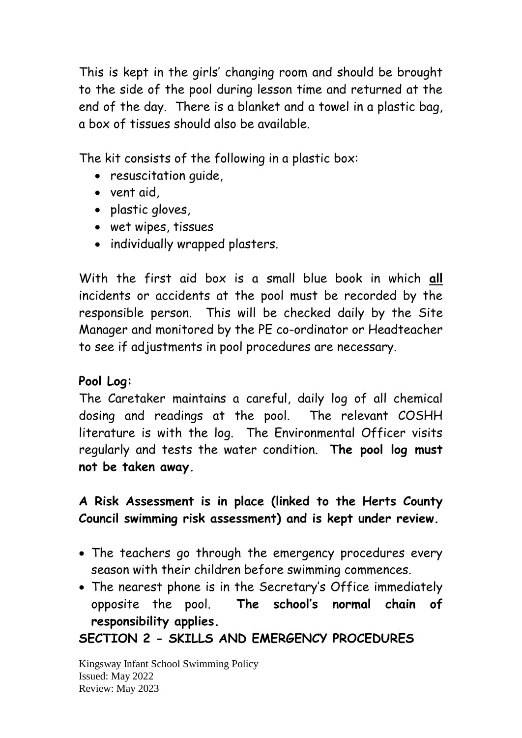This is kept in the girls' changing room and should be brought to the side of the pool during lesson time and returned at the end of the day. There is a blanket and a towel in a plastic bag, a box of tissues should also be available.

The kit consists of the following in a plastic box:

- resuscitation guide,
- vent aid,
- plastic gloves,
- wet wipes, tissues
- individually wrapped plasters.

With the first aid box is a small blue book in which **all** incidents or accidents at the pool must be recorded by the responsible person. This will be checked daily by the Site Manager and monitored by the PE co-ordinator or Headteacher to see if adjustments in pool procedures are necessary.

**Pool Log:**

The Caretaker maintains a careful, daily log of all chemical dosing and readings at the pool. The relevant COSHH literature is with the log. The Environmental Officer visits regularly and tests the water condition. **The pool log must not be taken away.**

**A Risk Assessment is in place (linked to the Herts County Council swimming risk assessment) and is kept under review.**

- The teachers go through the emergency procedures every season with their children before swimming commences.
- The nearest phone is in the Secretary's Office immediately opposite the pool. **The school's normal chain of responsibility applies.**

## SECTION 2 - SKILLS AND EMERGENCY PROCEDURES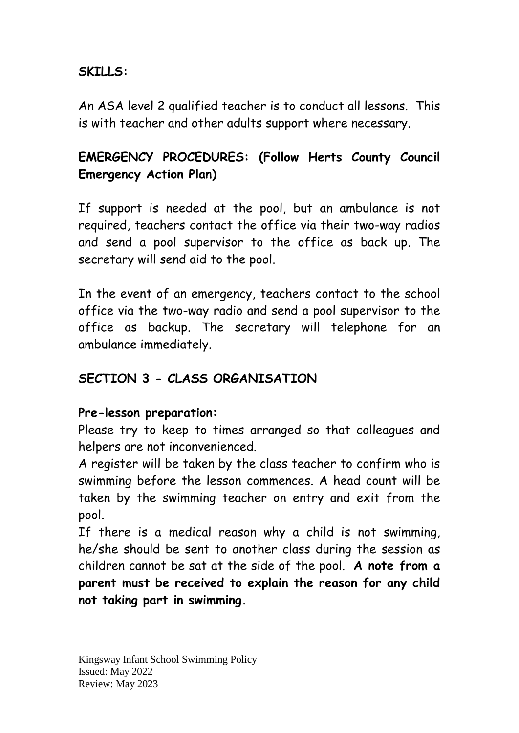**SKILLS:**

An ASA level 2 qualified teacher is to conduct all lessons. This is with teacher and other adults support where necessary.

**EMERGENCY PROCEDURES: (Follow Herts County Council Emergency Action Plan)**

If support is needed at the pool, but an ambulance is not required, teachers contact the office via their two-way radios and send a pool supervisor to the office as back up. The secretary will send aid to the pool.

In the event of an emergency, teachers contact to the school office via the two-way radio and send a pool supervisor to the office as backup. The secretary will telephone for an ambulance immediately.

## SECTION 3 - CLASS ORGANISATION

**Pre-lesson preparation:**

Please try to keep to times arranged so that colleagues and helpers are not inconvenienced.

A register will be taken by the class teacher to confirm who is swimming before the lesson commences. A head count will be taken by the swimming teacher on entry and exit from the pool.

If there is a medical reason why a child is not swimming, he/she should be sent to another class during the session as children cannot be sat at the side of the pool. **A note from a parent must be received to explain the reason for any child not taking part in swimming.**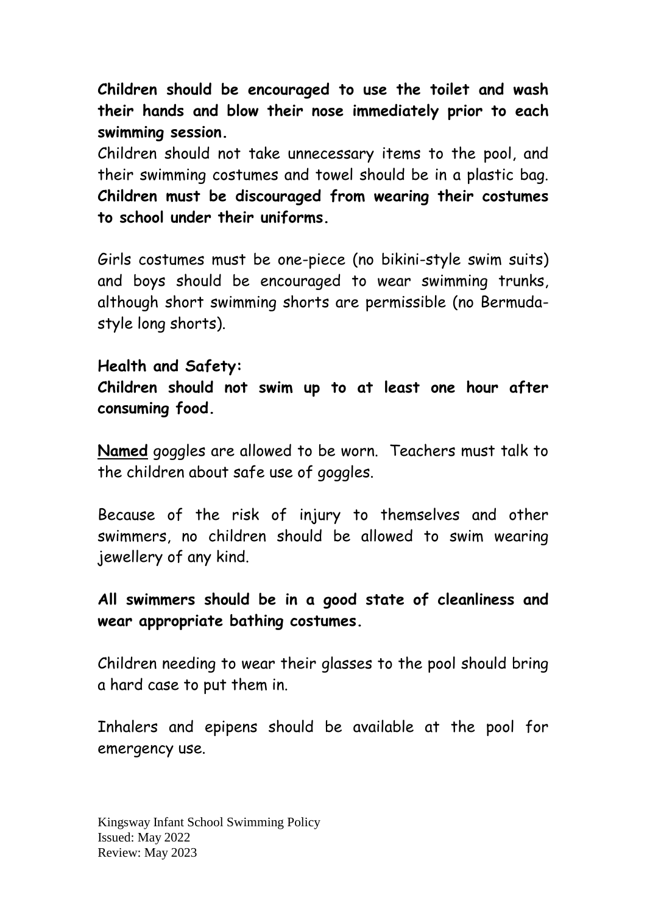**Children should be encouraged to use the toilet and wash their hands and blow their nose immediately prior to each swimming session.**

Children should not take unnecessary items to the pool, and their swimming costumes and towel should be in a plastic bag. **Children must be discouraged from wearing their costumes to school under their uniforms.**

Girls costumes must be one-piece (no bikini-style swim suits) and boys should be encouraged to wear swimming trunks, although short swimming shorts are permissible (no Bermuda-style long shorts).

**Health and Safety:**

**Children should not swim up to at least one hour after consuming food.**

**Named** goggles are allowed to be worn. Teachers must talk to the children about safe use of goggles.

Because of the risk of injury to themselves and other swimmers, no children should be allowed to swim wearing jewellery of any kind.

**All swimmers should be in a good state of cleanliness and wear appropriate bathing costumes.**

Children needing to wear their glasses to the pool should bring a hard case to put them in.

Inhalers and epipens should be available at the pool for emergency use.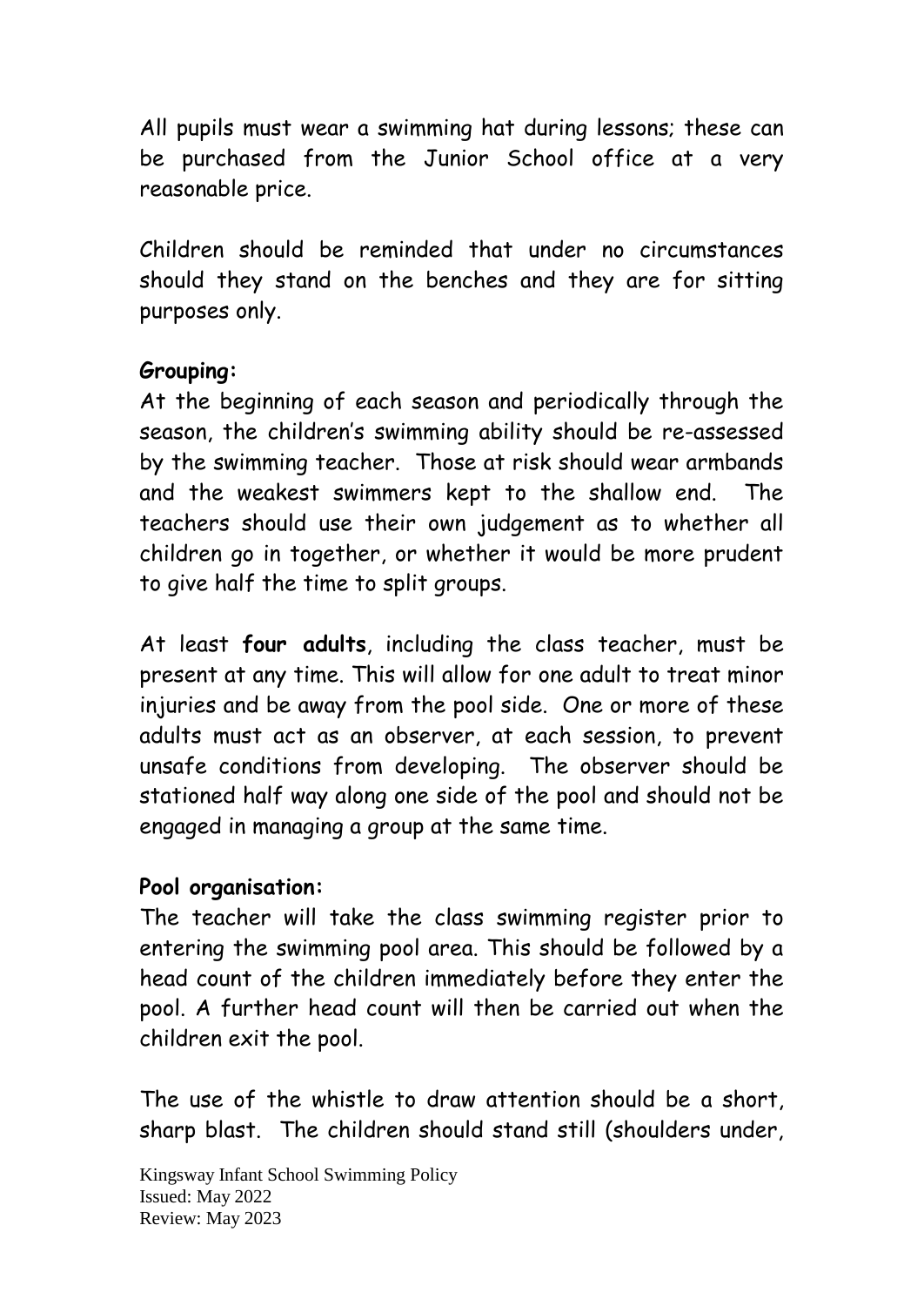All pupils must wear a swimming hat during lessons; these can be purchased from the Junior School office at a very reasonable price.

Children should be reminded that under no circumstances should they stand on the benches and they are for sitting purposes only.

**Grouping:**

At the beginning of each season and periodically through the season, the children's swimming ability should be re-assessed by the swimming teacher. Those at risk should wear armbands and the weakest swimmers kept to the shallow end. The teachers should use their own judgement as to whether all children go in together, or whether it would be more prudent to give half the time to split groups.

At least **four adults**, including the class teacher, must be present at any time. This will allow for one adult to treat minor injuries and be away from the pool side. One or more of these adults must act as an observer, at each session, to prevent unsafe conditions from developing. The observer should be stationed half way along one side of the pool and should not be engaged in managing a group at the same time.

**Pool organisation:**

The teacher will take the class swimming register prior to entering the swimming pool area. This should be followed by a head count of the children immediately before they enter the pool. A further head count will then be carried out when the children exit the pool.

The use of the whistle to draw attention should be a short, sharp blast. The children should stand still (shoulders under,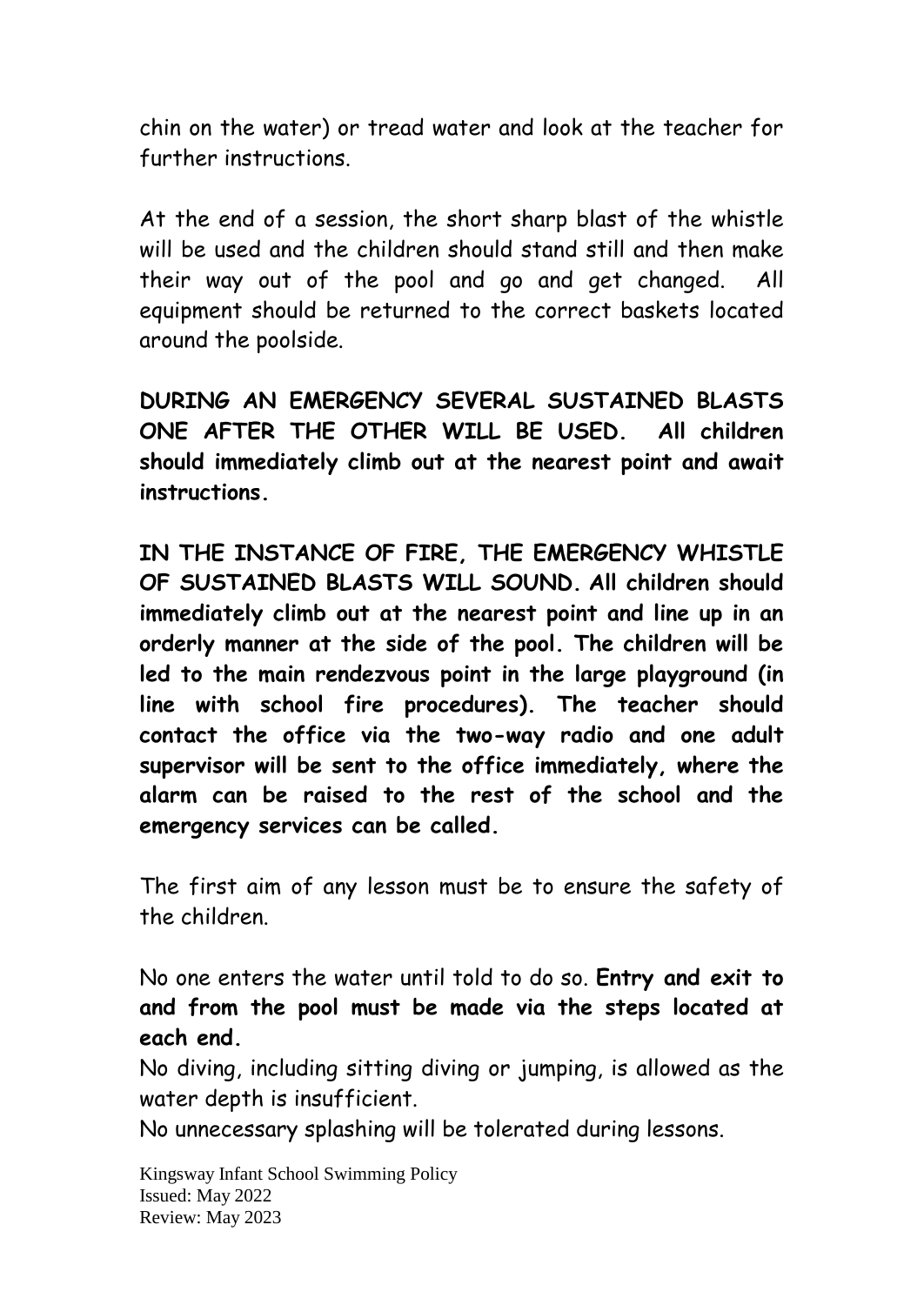chin on the water) or tread water and look at the teacher for further instructions.

At the end of a session, the short sharp blast of the whistle will be used and the children should stand still and then make their way out of the pool and go and get changed. All equipment should be returned to the correct baskets located around the poolside.

**DURING AN EMERGENCY SEVERAL SUSTAINED BLASTS ONE AFTER THE OTHER WILL BE USED. All children should immediately climb out at the nearest point and await instructions.**

**IN THE INSTANCE OF FIRE, THE EMERGENCY WHISTLE OF SUSTAINED BLASTS WILL SOUND. All children should immediately climb out at the nearest point and line up in an orderly manner at the side of the pool. The children will be led to the main rendezvous point in the large playground (in line with school fire procedures). The teacher should contact the office via the two-way radio and one adult supervisor will be sent to the office immediately, where the alarm can be raised to the rest of the school and the emergency services can be called.**

The first aim of any lesson must be to ensure the safety of the children.

No one enters the water until told to do so. **Entry and exit to and from the pool must be made via the steps located at each end.**

No diving, including sitting diving or jumping, is allowed as the water depth is insufficient.

No unnecessary splashing will be tolerated during lessons.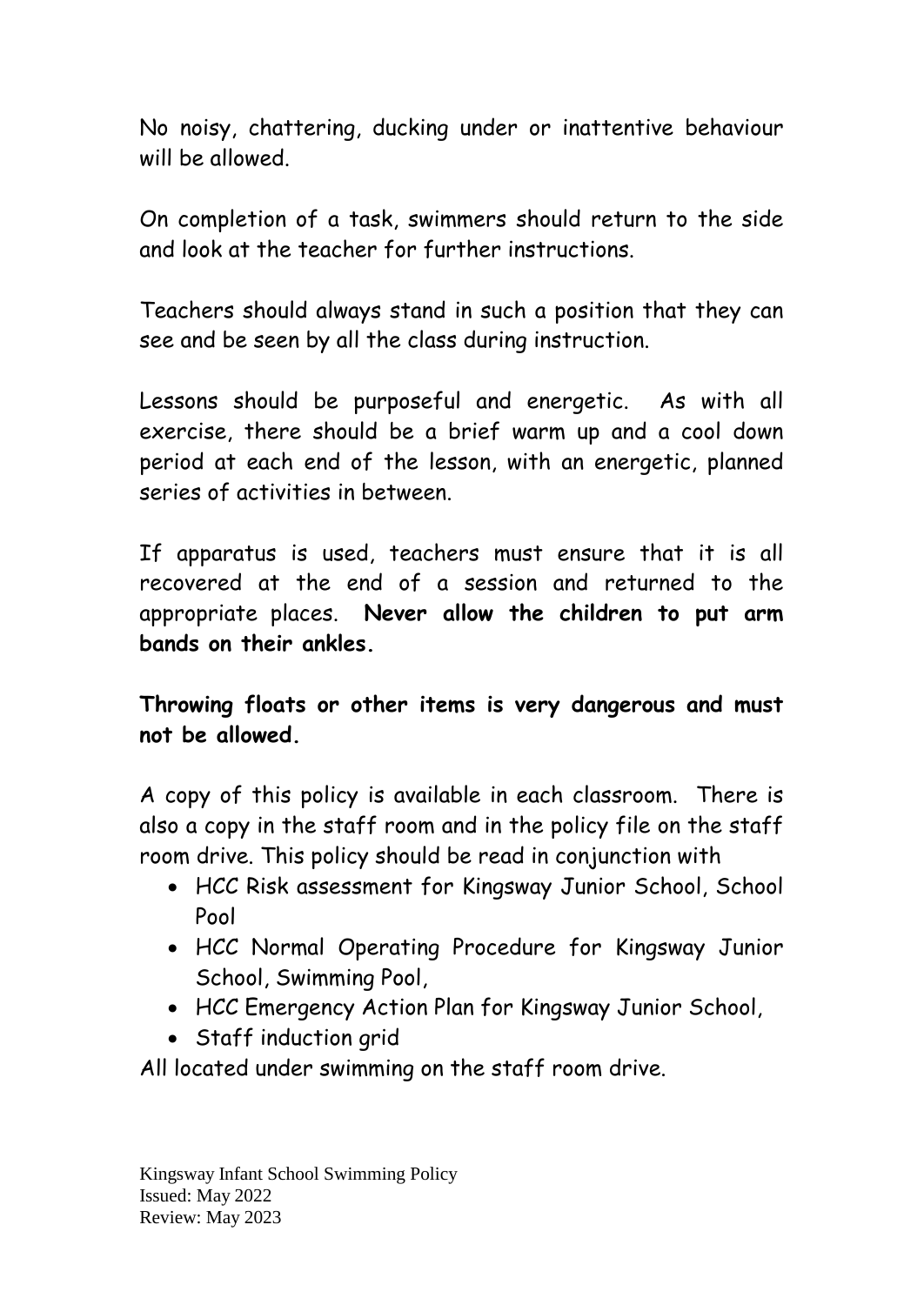No noisy, chattering, ducking under or inattentive behaviour will be allowed.

On completion of a task, swimmers should return to the side and look at the teacher for further instructions.

Teachers should always stand in such a position that they can see and be seen by all the class during instruction.

Lessons should be purposeful and energetic. As with all exercise, there should be a brief warm up and a cool down period at each end of the lesson, with an energetic, planned series of activities in between.

If apparatus is used, teachers must ensure that it is all recovered at the end of a session and returned to the appropriate places. **Never allow the children to put arm bands on their ankles.**

**Throwing floats or other items is very dangerous and must not be allowed.**

A copy of this policy is available in each classroom. There is also a copy in the staff room and in the policy file on the staff room drive. This policy should be read in conjunction with

- HCC Risk assessment for Kingsway Junior School, School Pool
- HCC Normal Operating Procedure for Kingsway Junior School, Swimming Pool,
- HCC Emergency Action Plan for Kingsway Junior School,
- Staff induction grid

All located under swimming on the staff room drive.